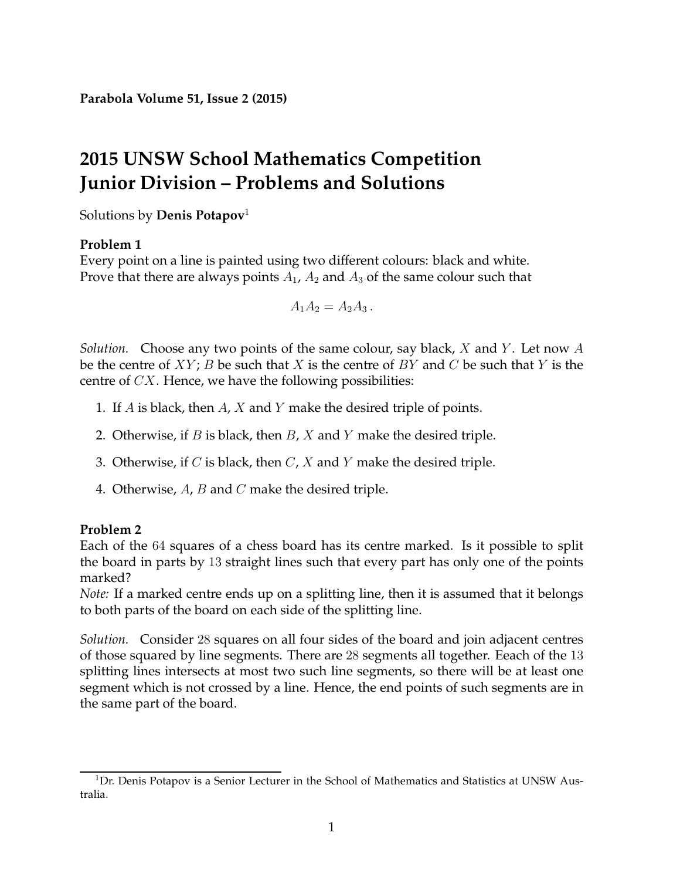**Parabola Volume 51, Issue 2 (2015)**

# 2015 UNSW School Mathematics Competition Junior Division – Problems and Solutions

Solutions by **Denis Potapov**[1]

**Problem 1**
Every point on a line is painted using two different colours: black and white. Prove that there are always points $A_1$, $A_2$ and $A_3$ of the same colour such that

$$A_1A_2 = A_2A_3\,.$$

*Solution.* Choose any two points of the same colour, say black, $X$ and $Y$. Let now $A$ be the centre of $XY$; $B$ be such that $X$ is the centre of $BY$ and $C$ be such that $Y$ is the centre of $CX$. Hence, we have the following possibilities:

1. If $A$ is black, then $A$, $X$ and $Y$ make the desired triple of points.
2. Otherwise, if $B$ is black, then $B$, $X$ and $Y$ make the desired triple.
3. Otherwise, if $C$ is black, then $C$, $X$ and $Y$ make the desired triple.
4. Otherwise, $A$, $B$ and $C$ make the desired triple.

**Problem 2**
Each of the $64$ squares of a chess board has its centre marked. Is it possible to split the board in parts by $13$ straight lines such that every part has only one of the points marked?
*Note:* If a marked centre ends up on a splitting line, then it is assumed that it belongs to both parts of the board on each side of the splitting line.

*Solution.* Consider $28$ squares on all four sides of the board and join adjacent centres of those squared by line segments. There are $28$ segments all together. Eeach of the $13$ splitting lines intersects at most two such line segments, so there will be at least one segment which is not crossed by a line. Hence, the end points of such segments are in the same part of the board.

[1] Dr. Denis Potapov is a Senior Lecturer in the School of Mathematics and Statistics at UNSW Australia.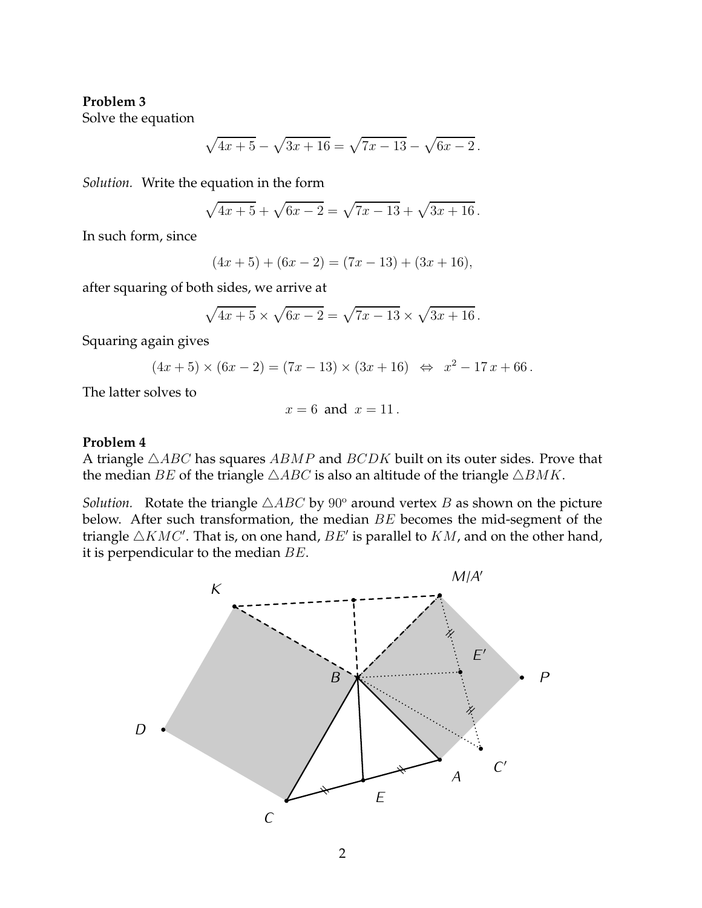**Problem 3**
Solve the equation

$$\sqrt{4x+5} - \sqrt{3x+16} = \sqrt{7x-13} - \sqrt{6x-2}\,.$$

*Solution.* Write the equation in the form

$$\sqrt{4x+5} + \sqrt{6x-2} = \sqrt{7x-13} + \sqrt{3x+16}\,.$$

In such form, since

$$(4x+5) + (6x-2) = (7x-13) + (3x+16),$$

after squaring of both sides, we arrive at

$$\sqrt{4x+5} \times \sqrt{6x-2} = \sqrt{7x-13} \times \sqrt{3x+16}\,.$$

Squaring again gives

$$(4x+5) \times (6x-2) = (7x-13) \times (3x+16) \quad \Leftrightarrow \quad x^2 - 17\,x + 66\,.$$

The latter solves to

$$x = 6 \;\text{ and }\; x = 11\,.$$

**Problem 4**
A triangle $\triangle ABC$ has squares $ABMP$ and $BCDK$ built on its outer sides. Prove that the median $BE$ of the triangle $\triangle ABC$ is also an altitude of the triangle $\triangle BMK$.

*Solution.* Rotate the triangle $\triangle ABC$ by $90^{\text{o}}$ around vertex $B$ as shown on the picture below. After such transformation, the median $BE$ becomes the mid-segment of the triangle $\triangle KMC'$. That is, on one hand, $BE'$ is parallel to $KM$, and on the other hand, it is perpendicular to the median $BE$.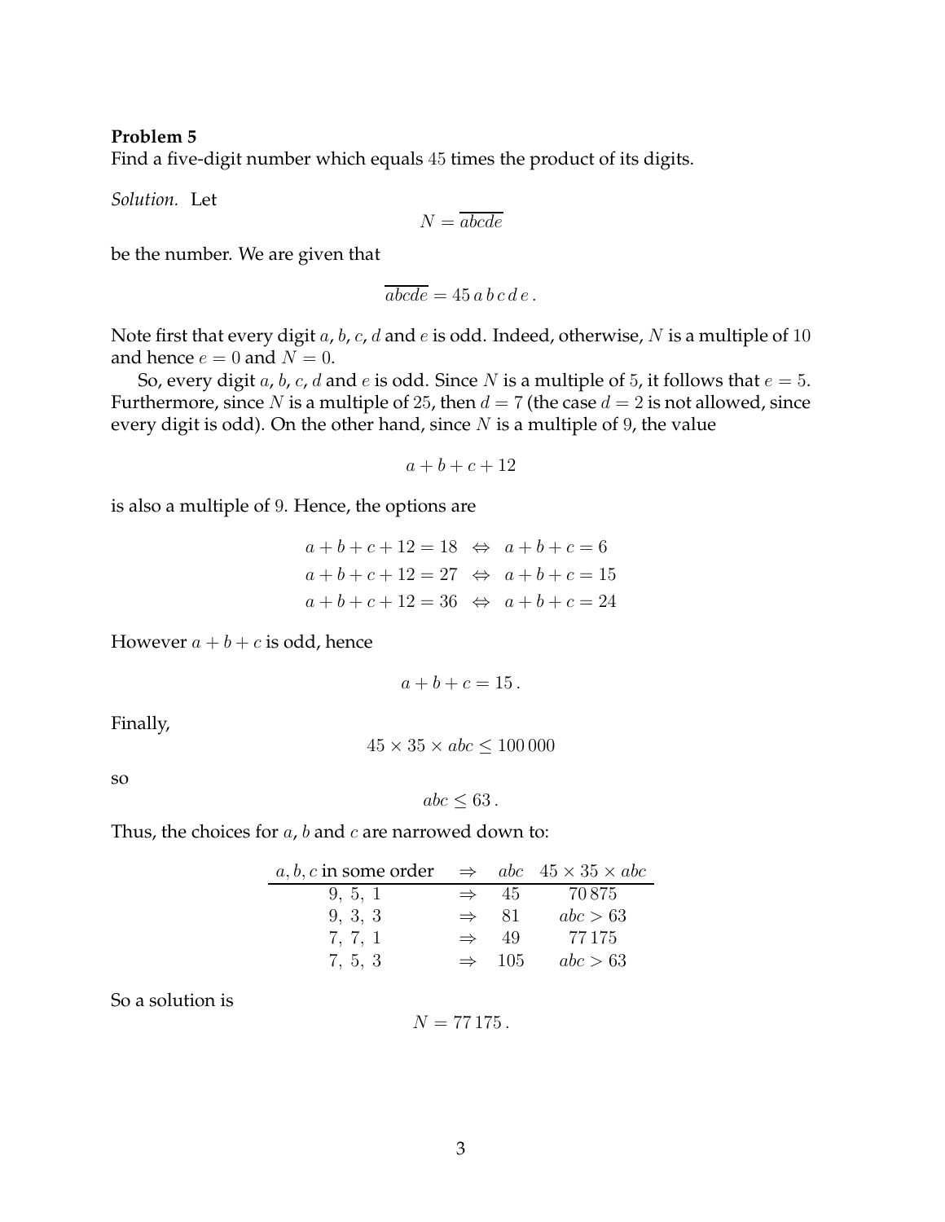**Problem 5**
Find a five-digit number which equals $45$ times the product of its digits.

*Solution.* Let

$$N = \overline{abcde}$$

be the number. We are given that

$$\overline{abcde} = 45\, a\, b\, c\, d\, e\, .$$

Note first that every digit $a$, $b$, $c$, $d$ and $e$ is odd. Indeed, otherwise, $N$ is a multiple of $10$ and hence $e = 0$ and $N = 0$.

So, every digit $a$, $b$, $c$, $d$ and $e$ is odd. Since $N$ is a multiple of $5$, it follows that $e = 5$. Furthermore, since $N$ is a multiple of $25$, then $d = 7$ (the case $d = 2$ is not allowed, since every digit is odd). On the other hand, since $N$ is a multiple of $9$, the value

$$a + b + c + 12$$

is also a multiple of $9$. Hence, the options are

$$\begin{aligned} a + b + c + 12 = 18 \quad &\Leftrightarrow \quad a + b + c = 6 \\ a + b + c + 12 = 27 \quad &\Leftrightarrow \quad a + b + c = 15 \\ a + b + c + 12 = 36 \quad &\Leftrightarrow \quad a + b + c = 24 \end{aligned}$$

However $a + b + c$ is odd, hence

$$a + b + c = 15\, .$$

Finally,

$$45 \times 35 \times abc \leq 100\,000$$

so

$$abc \leq 63\, .$$

Thus, the choices for $a$, $b$ and $c$ are narrowed down to:

| $a, b, c$ in some order | $\Rightarrow$ | $abc$ | $45 \times 35 \times abc$ |
|---|---|---|---|
| $9,\ 5,\ 1$ | $\Rightarrow$ | $45$ | $70\,875$ |
| $9,\ 3,\ 3$ | $\Rightarrow$ | $81$ | $abc > 63$ |
| $7,\ 7,\ 1$ | $\Rightarrow$ | $49$ | $77\,175$ |
| $7,\ 5,\ 3$ | $\Rightarrow$ | $105$ | $abc > 63$ |

So a solution is

$$N = 77\,175\, .$$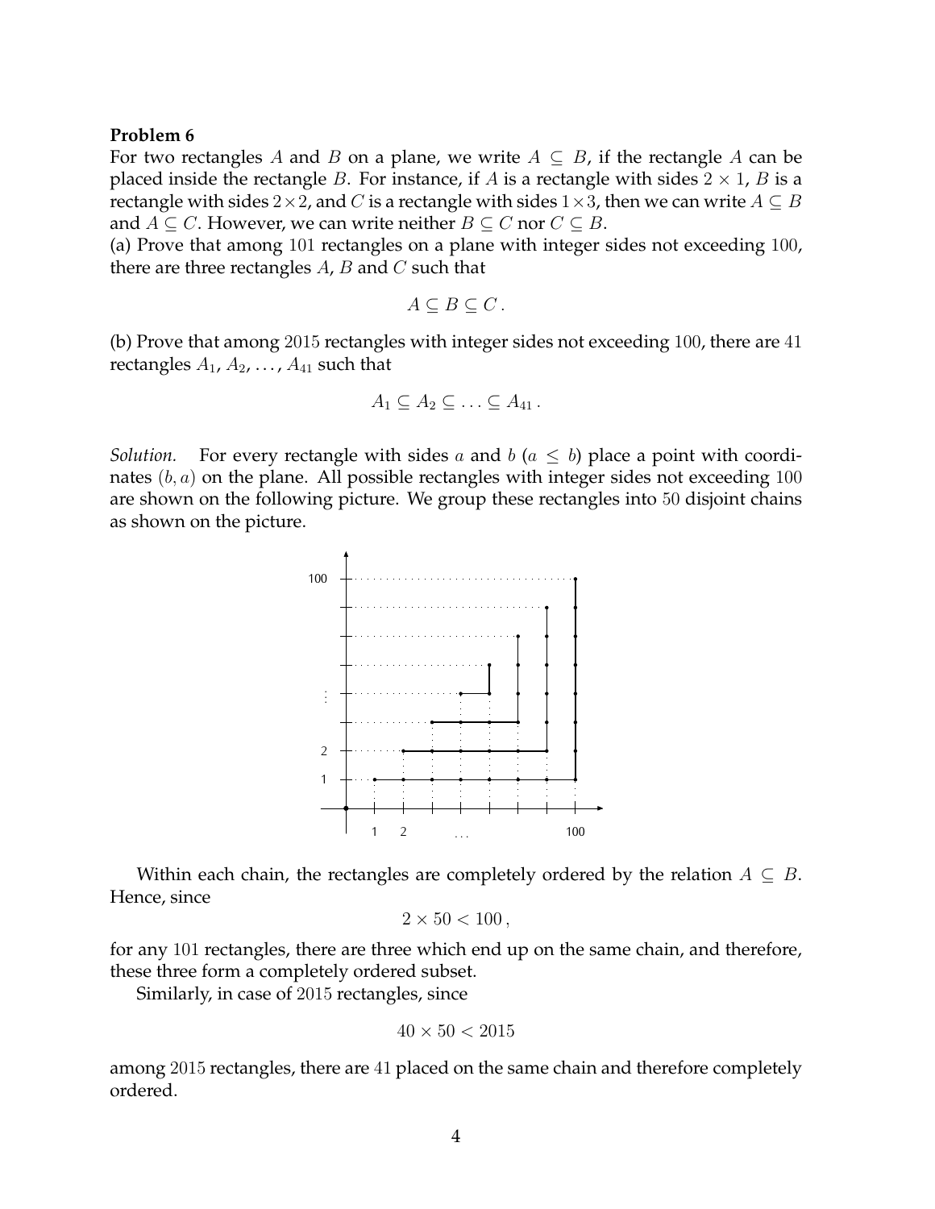**Problem 6**

For two rectangles $A$ and $B$ on a plane, we write $A \subseteq B$, if the rectangle $A$ can be placed inside the rectangle $B$. For instance, if $A$ is a rectangle with sides $2 \times 1$, $B$ is a rectangle with sides $2 \times 2$, and $C$ is a rectangle with sides $1 \times 3$, then we can write $A \subseteq B$ and $A \subseteq C$. However, we can write neither $B \subseteq C$ nor $C \subseteq B$.

(a) Prove that among $101$ rectangles on a plane with integer sides not exceeding $100$, there are three rectangles $A$, $B$ and $C$ such that

$$A \subseteq B \subseteq C\,.$$

(b) Prove that among $2015$ rectangles with integer sides not exceeding $100$, there are $41$ rectangles $A_1, A_2, \ldots, A_{41}$ such that

$$A_1 \subseteq A_2 \subseteq \ldots \subseteq A_{41}\,.$$

*Solution.* For every rectangle with sides $a$ and $b$ ($a \leq b$) place a point with coordinates $(b, a)$ on the plane. All possible rectangles with integer sides not exceeding $100$ are shown on the following picture. We group these rectangles into $50$ disjoint chains as shown on the picture.

Within each chain, the rectangles are completely ordered by the relation $A \subseteq B$. Hence, since

$$2 \times 50 < 100\,,$$

for any $101$ rectangles, there are three which end up on the same chain, and therefore, these three form a completely ordered subset.

Similarly, in case of $2015$ rectangles, since

$$40 \times 50 < 2015$$

among $2015$ rectangles, there are $41$ placed on the same chain and therefore completely ordered.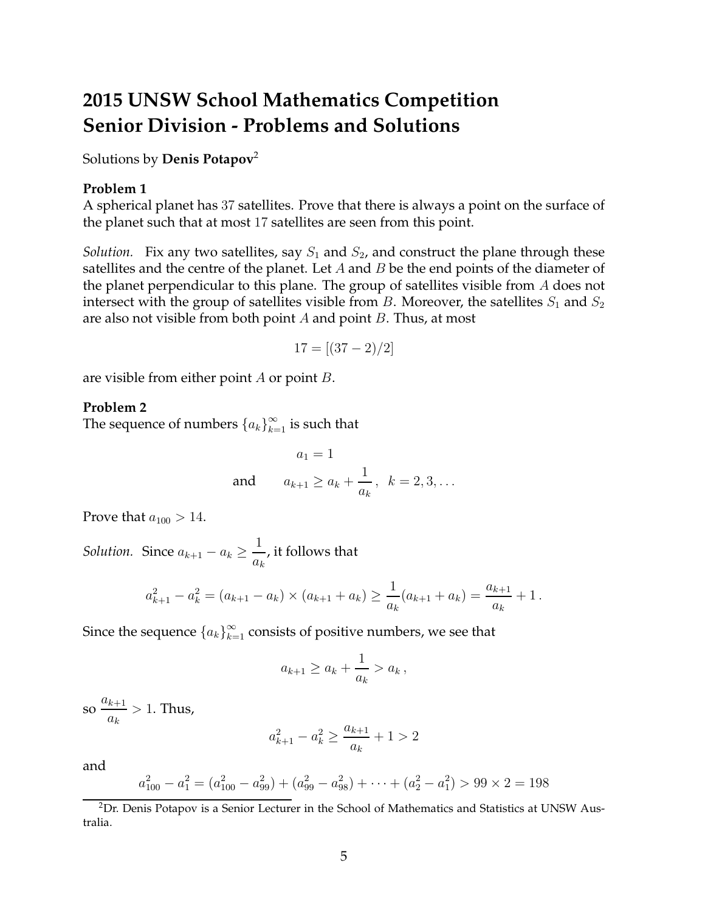# 2015 UNSW School Mathematics Competition Senior Division - Problems and Solutions

Solutions by **Denis Potapov**[2]

**Problem 1**

A spherical planet has 37 satellites. Prove that there is always a point on the surface of the planet such that at most 17 satellites are seen from this point.

*Solution.* Fix any two satellites, say $S_1$ and $S_2$, and construct the plane through these satellites and the centre of the planet. Let $A$ and $B$ be the end points of the diameter of the planet perpendicular to this plane. The group of satellites visible from $A$ does not intersect with the group of satellites visible from $B$. Moreover, the satellites $S_1$ and $S_2$ are also not visible from both point $A$ and point $B$. Thus, at most

$$17 = [(37 - 2)/2]$$

are visible from either point $A$ or point $B$.

**Problem 2**

The sequence of numbers $\{a_k\}_{k=1}^{\infty}$ is such that

$$a_1 = 1$$

$$\text{and} \qquad a_{k+1} \geq a_k + \frac{1}{a_k}, \quad k = 2, 3, \ldots$$

Prove that $a_{100} > 14$.

*Solution.* Since $a_{k+1} - a_k \geq \dfrac{1}{a_k}$, it follows that

$$a_{k+1}^2 - a_k^2 = (a_{k+1} - a_k) \times (a_{k+1} + a_k) \geq \frac{1}{a_k}(a_{k+1} + a_k) = \frac{a_{k+1}}{a_k} + 1 \, .$$

Since the sequence $\{a_k\}_{k=1}^{\infty}$ consists of positive numbers, we see that

$$a_{k+1} \geq a_k + \frac{1}{a_k} > a_k \, ,$$

so $\dfrac{a_{k+1}}{a_k} > 1$. Thus,

$$a_{k+1}^2 - a_k^2 \geq \frac{a_{k+1}}{a_k} + 1 > 2$$

and

$$a_{100}^2 - a_1^2 = (a_{100}^2 - a_{99}^2) + (a_{99}^2 - a_{98}^2) + \cdots + (a_2^2 - a_1^2) > 99 \times 2 = 198$$

[2] Dr. Denis Potapov is a Senior Lecturer in the School of Mathematics and Statistics at UNSW Australia.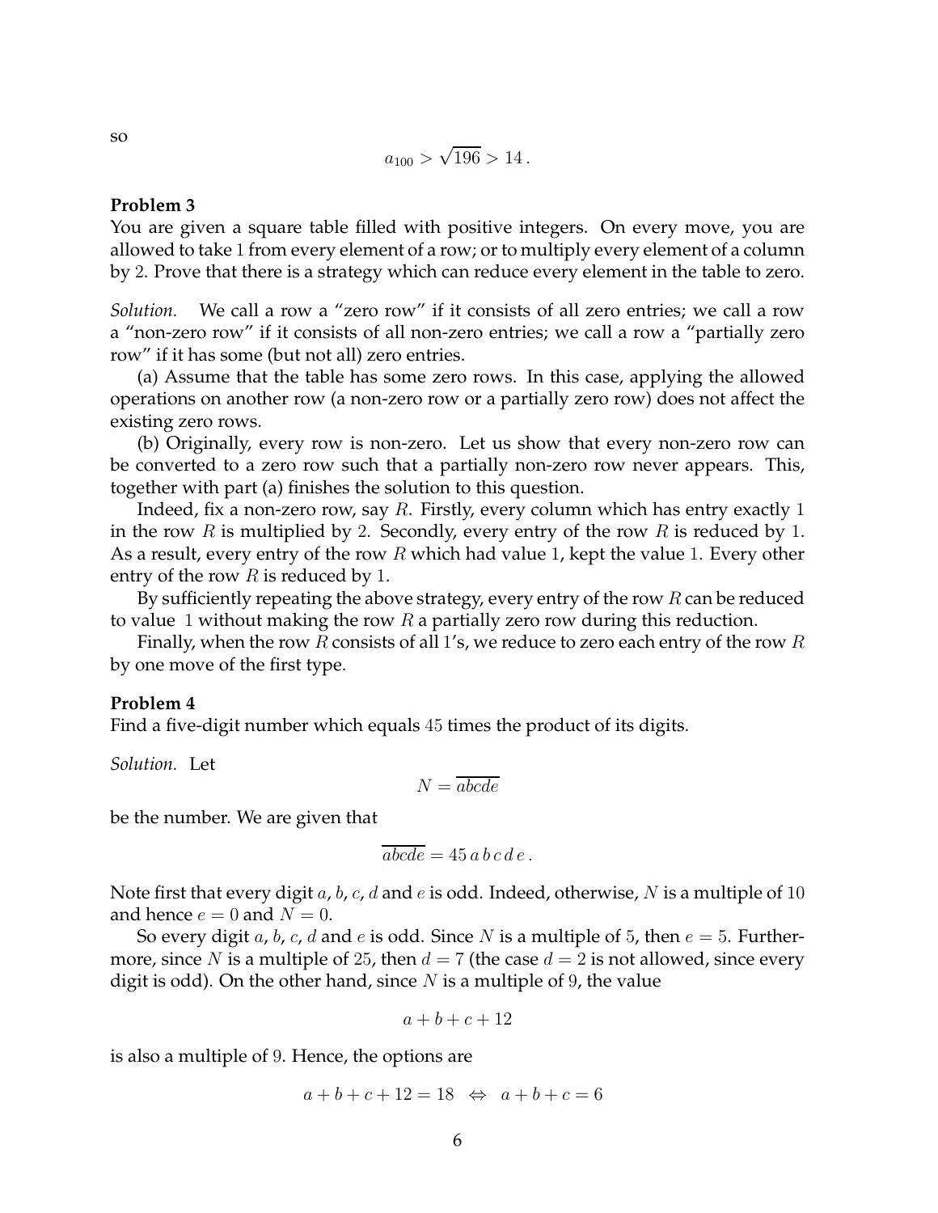so

$$a_{100} > \sqrt{196} > 14\,.$$

**Problem 3**

You are given a square table filled with positive integers. On every move, you are allowed to take 1 from every element of a row; or to multiply every element of a column by 2. Prove that there is a strategy which can reduce every element in the table to zero.

*Solution.* We call a row a "zero row" if it consists of all zero entries; we call a row a "non-zero row" if it consists of all non-zero entries; we call a row a "partially zero row" if it has some (but not all) zero entries.

(a) Assume that the table has some zero rows. In this case, applying the allowed operations on another row (a non-zero row or a partially zero row) does not affect the existing zero rows.

(b) Originally, every row is non-zero. Let us show that every non-zero row can be converted to a zero row such that a partially non-zero row never appears. This, together with part (a) finishes the solution to this question.

Indeed, fix a non-zero row, say $R$. Firstly, every column which has entry exactly 1 in the row $R$ is multiplied by 2. Secondly, every entry of the row $R$ is reduced by 1. As a result, every entry of the row $R$ which had value 1, kept the value 1. Every other entry of the row $R$ is reduced by 1.

By sufficiently repeating the above strategy, every entry of the row $R$ can be reduced to value 1 without making the row $R$ a partially zero row during this reduction.

Finally, when the row $R$ consists of all 1's, we reduce to zero each entry of the row $R$ by one move of the first type.

**Problem 4**

Find a five-digit number which equals 45 times the product of its digits.

*Solution.* Let

$$N = \overline{abcde}$$

be the number. We are given that

$$\overline{abcde} = 45\, a\, b\, c\, d\, e\,.$$

Note first that every digit $a$, $b$, $c$, $d$ and $e$ is odd. Indeed, otherwise, $N$ is a multiple of 10 and hence $e = 0$ and $N = 0$.

So every digit $a$, $b$, $c$, $d$ and $e$ is odd. Since $N$ is a multiple of 5, then $e = 5$. Furthermore, since $N$ is a multiple of 25, then $d = 7$ (the case $d = 2$ is not allowed, since every digit is odd). On the other hand, since $N$ is a multiple of 9, the value

$$a + b + c + 12$$

is also a multiple of 9. Hence, the options are

$$a + b + c + 12 = 18 \;\;\Leftrightarrow\;\; a + b + c = 6$$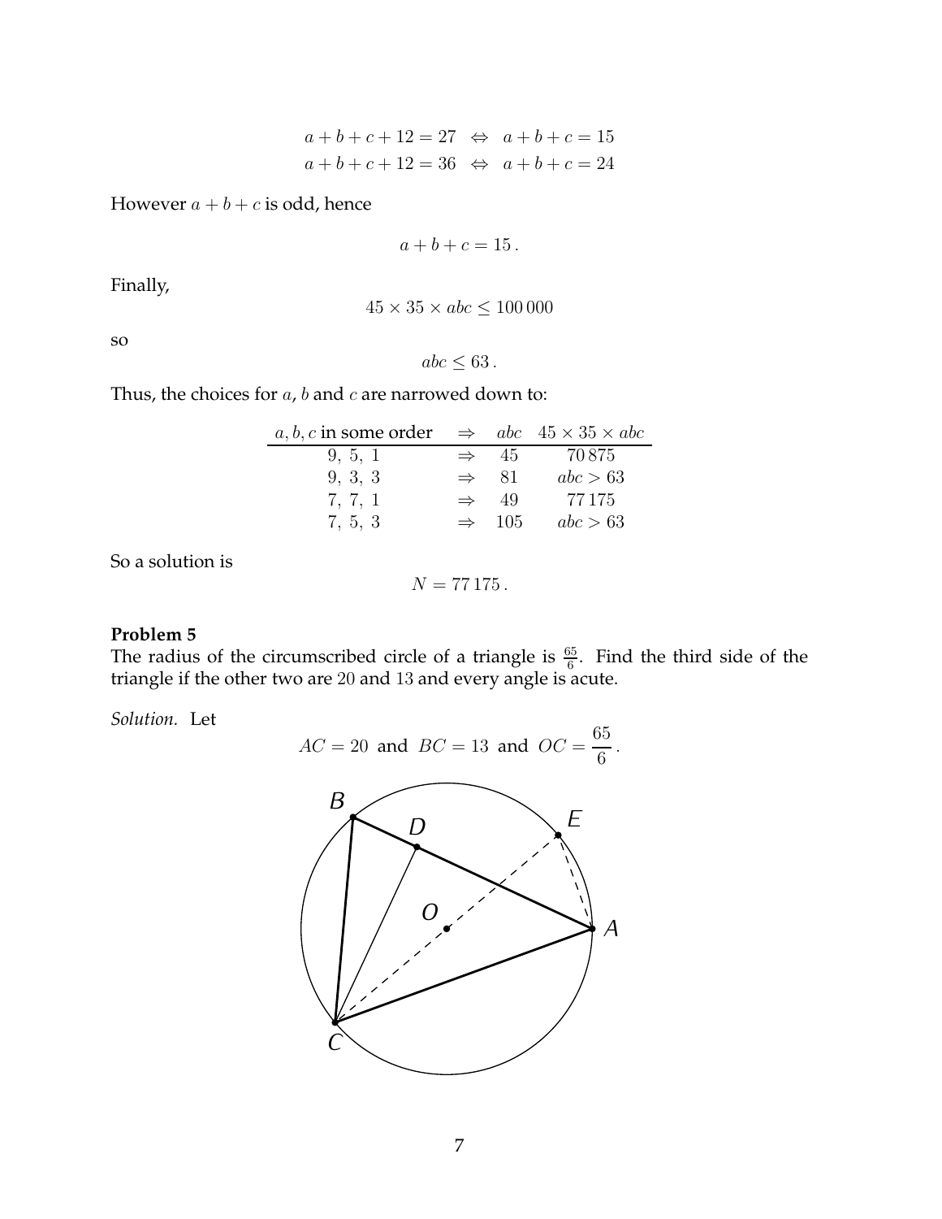$$a + b + c + 12 = 27 \iff a + b + c = 15$$
$$a + b + c + 12 = 36 \iff a + b + c = 24$$

However $a + b + c$ is odd, hence

$$a + b + c = 15\,.$$

Finally,

$$45 \times 35 \times abc \le 100\,000$$

so

$$abc \le 63\,.$$

Thus, the choices for $a$, $b$ and $c$ are narrowed down to:

| $a, b, c$ in some order | $\Rightarrow$ | $abc$ | $45 \times 35 \times abc$ |
|---|---|---|---|
| $9,\ 5,\ 1$ | $\Rightarrow$ | $45$ | $70\,875$ |
| $9,\ 3,\ 3$ | $\Rightarrow$ | $81$ | $abc > 63$ |
| $7,\ 7,\ 1$ | $\Rightarrow$ | $49$ | $77\,175$ |
| $7,\ 5,\ 3$ | $\Rightarrow$ | $105$ | $abc > 63$ |

So a solution is

$$N = 77\,175\,.$$

**Problem 5**
The radius of the circumscribed circle of a triangle is $\frac{65}{6}$. Find the third side of the triangle if the other two are $20$ and $13$ and every angle is acute.

*Solution.* Let

$$AC = 20 \text{ and } BC = 13 \text{ and } OC = \frac{65}{6}\,.$$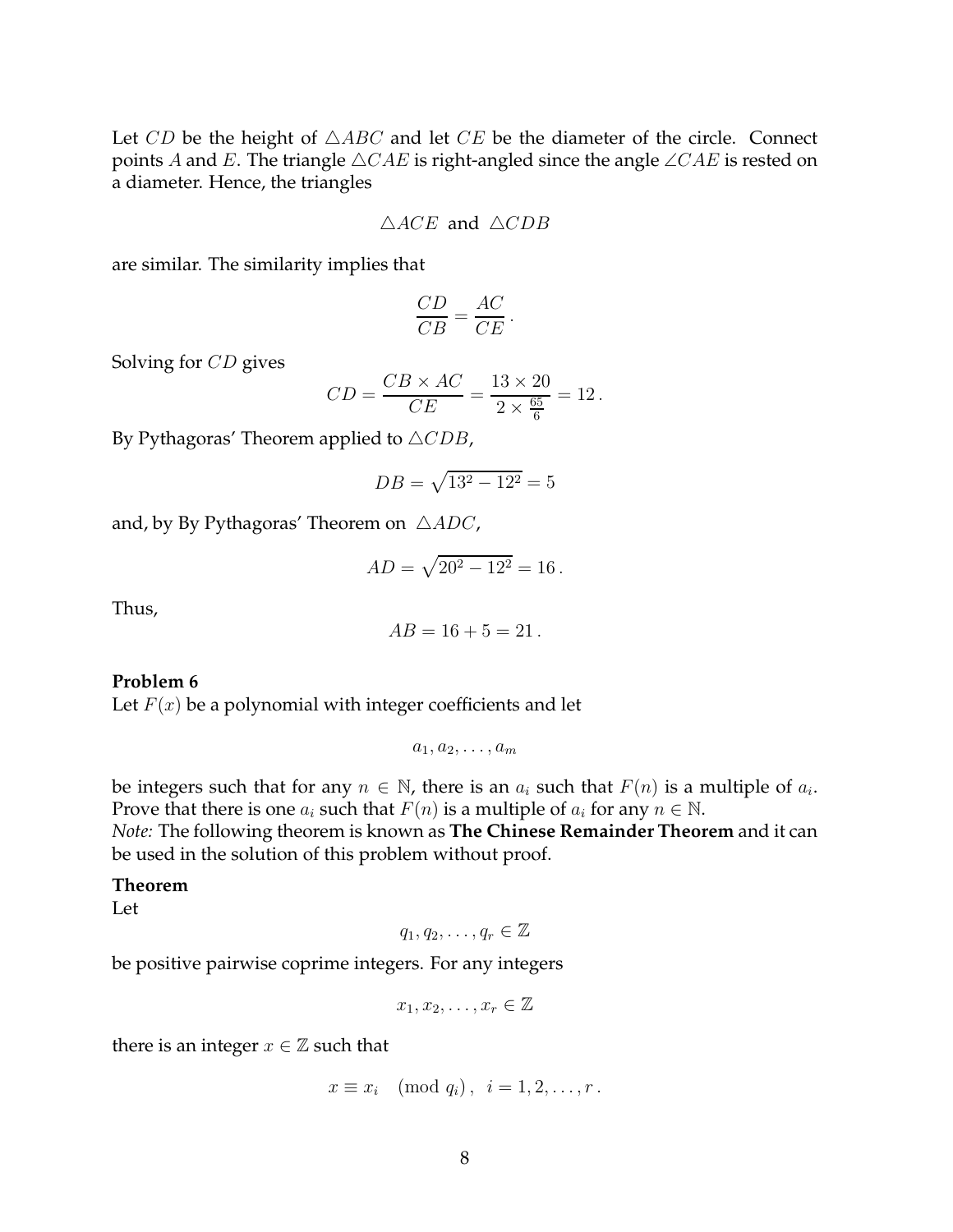Let $CD$ be the height of $\triangle ABC$ and let $CE$ be the diameter of the circle. Connect points $A$ and $E$. The triangle $\triangle CAE$ is right-angled since the angle $\angle CAE$ is rested on a diameter. Hence, the triangles

$$\triangle ACE \text{ and } \triangle CDB$$

are similar. The similarity implies that

$$\frac{CD}{CB} = \frac{AC}{CE}.$$

Solving for $CD$ gives

$$CD = \frac{CB \times AC}{CE} = \frac{13 \times 20}{2 \times \frac{65}{6}} = 12.$$

By Pythagoras' Theorem applied to $\triangle CDB$,

$$DB = \sqrt{13^2 - 12^2} = 5$$

and, by By Pythagoras' Theorem on $\triangle ADC$,

$$AD = \sqrt{20^2 - 12^2} = 16.$$

Thus,

$$AB = 16 + 5 = 21.$$

**Problem 6**

Let $F(x)$ be a polynomial with integer coefficients and let

$$a_1, a_2, \ldots, a_m$$

be integers such that for any $n \in \mathbb{N}$, there is an $a_i$ such that $F(n)$ is a multiple of $a_i$. Prove that there is one $a_i$ such that $F(n)$ is a multiple of $a_i$ for any $n \in \mathbb{N}$.

*Note:* The following theorem is known as **The Chinese Remainder Theorem** and it can be used in the solution of this problem without proof.

**Theorem**

Let

$$q_1, q_2, \ldots, q_r \in \mathbb{Z}$$

be positive pairwise coprime integers. For any integers

$$x_1, x_2, \ldots, x_r \in \mathbb{Z}$$

there is an integer $x \in \mathbb{Z}$ such that

$$x \equiv x_i \pmod{q_i}, \quad i = 1, 2, \ldots, r.$$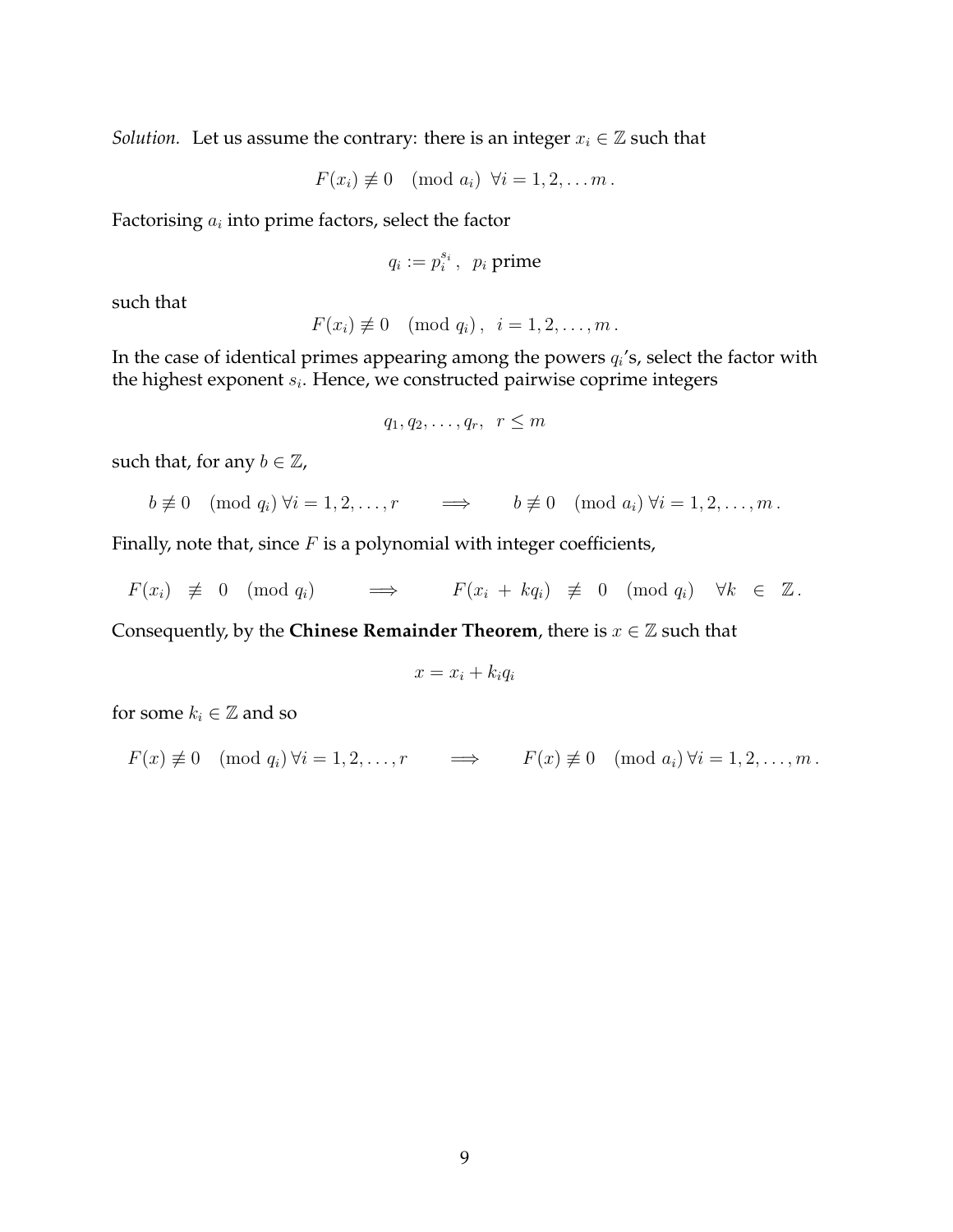*Solution.* Let us assume the contrary: there is an integer $x_i \in \mathbb{Z}$ such that

$$F(x_i) \not\equiv 0 \pmod{a_i} \ \ \forall i = 1, 2, \ldots m\,.$$

Factorising $a_i$ into prime factors, select the factor

$$q_i := p_i^{s_i}\,, \ \ p_i \text{ prime}$$

such that

$$F(x_i) \not\equiv 0 \pmod{q_i}\,, \ \ i = 1, 2, \ldots, m\,.$$

In the case of identical primes appearing among the powers $q_i$'s, select the factor with the highest exponent $s_i$. Hence, we constructed pairwise coprime integers

$$q_1, q_2, \ldots, q_r, \ \ r \leq m$$

such that, for any $b \in \mathbb{Z}$,

$$b \not\equiv 0 \pmod{q_i} \ \forall i = 1, 2, \ldots, r \qquad \Longrightarrow \qquad b \not\equiv 0 \pmod{a_i} \ \forall i = 1, 2, \ldots, m\,.$$

Finally, note that, since $F$ is a polynomial with integer coefficients,

$$F(x_i) \not\equiv 0 \pmod{q_i} \qquad \Longrightarrow \qquad F(x_i + kq_i) \not\equiv 0 \pmod{q_i} \quad \forall k \in \mathbb{Z}\,.$$

Consequently, by the **Chinese Remainder Theorem**, there is $x \in \mathbb{Z}$ such that

$$x = x_i + k_i q_i$$

for some $k_i \in \mathbb{Z}$ and so

$$F(x) \not\equiv 0 \pmod{q_i} \ \forall i = 1, 2, \ldots, r \qquad \Longrightarrow \qquad F(x) \not\equiv 0 \pmod{a_i} \ \forall i = 1, 2, \ldots, m\,.$$